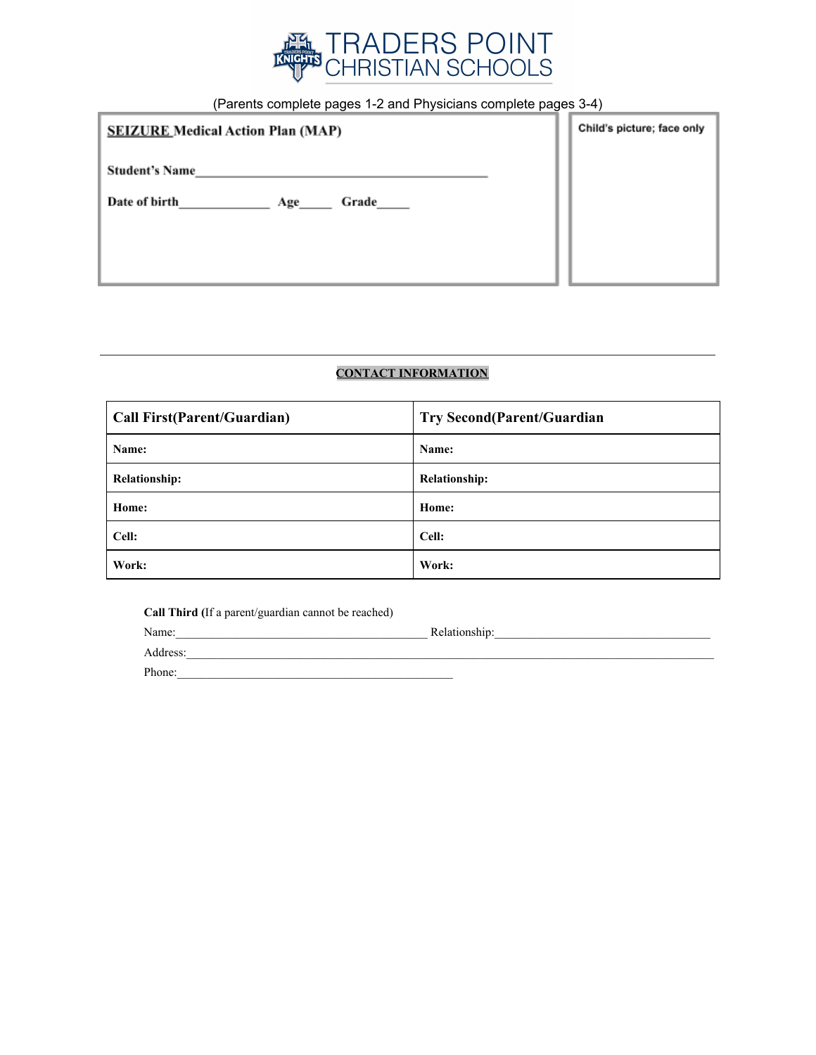# TRADERS POINT CHRISTIAN SCHOOLS

(Parents complete pages 1-2 and Physicians complete pages 3-4)

**SEIZURE Medical Action Plan (MAP)**

**Student's Name**_____________________________________________

**Date of birth**_____________ **Age**_____ **Grade**_____

Child's picture; face only

---

**CONTACT INFORMATION**

| Call First(Parent/Guardian) | Try Second(Parent/Guardian |
|---|---|
| **Name:** | **Name:** |
| **Relationship:** | **Relationship:** |
| **Home:** | **Home:** |
| **Cell:** | **Cell:** |
| **Work:** | **Work:** |

**Call Third (**If a parent/guardian cannot be reached)

Name:__________________________________________ Relationship:____________________________________

Address:___________________________________________________________________________________________

Phone:______________________________________________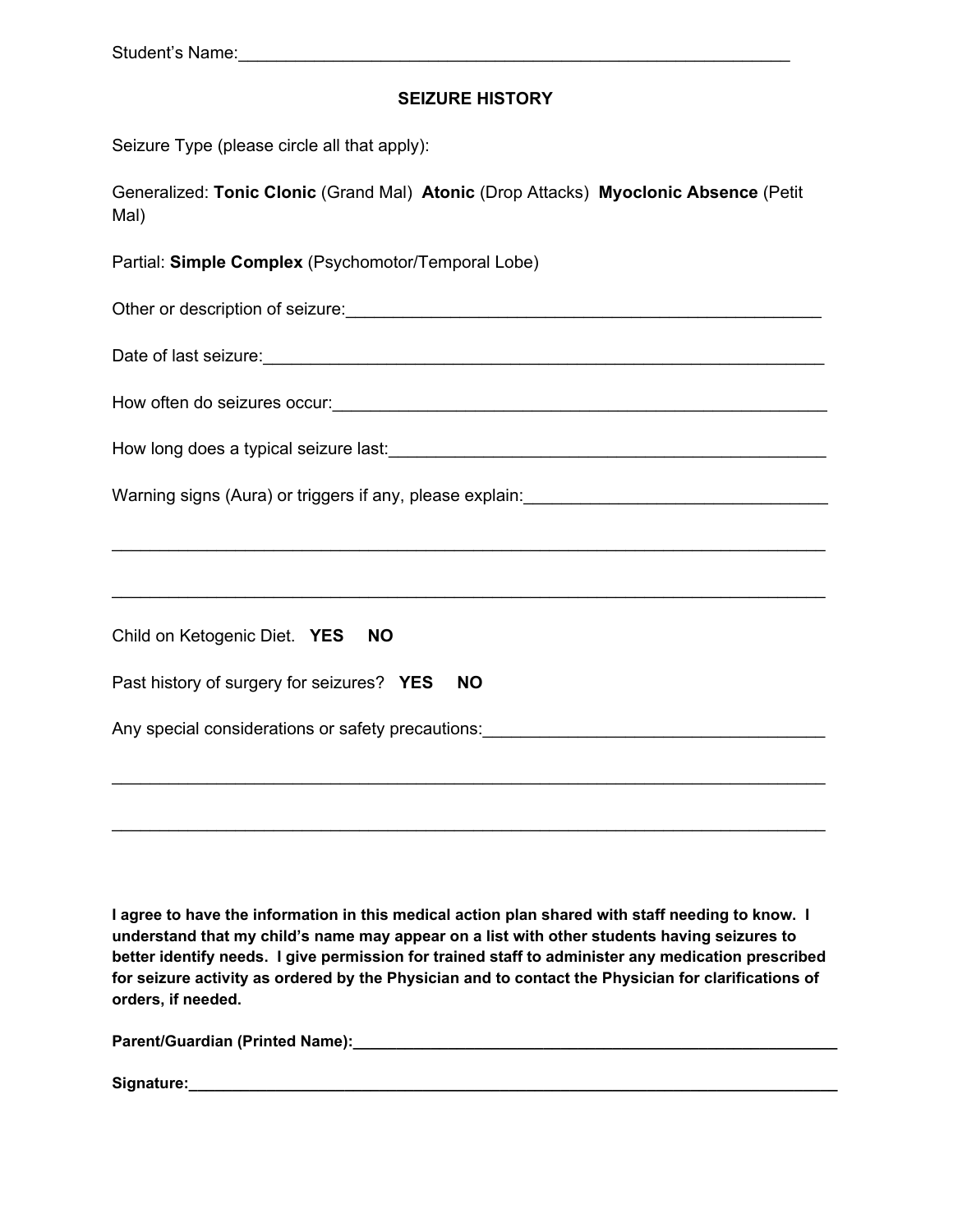Student's Name:___________________________________________________________

## SEIZURE HISTORY

Seizure Type (please circle all that apply):

Generalized: **Tonic Clonic** (Grand Mal) **Atonic** (Drop Attacks) **Myoclonic Absence** (Petit Mal)

Partial: **Simple Complex** (Psychomotor/Temporal Lobe)

Other or description of seizure:____________________________________________________

Date of last seizure:_____________________________________________________________

How often do seizures occur:_______________________________________________________

How long does a typical seizure last:_______________________________________________

Warning signs (Aura) or triggers if any, please explain:_________________________________

_______________________________________________________________________________

_______________________________________________________________________________

Child on Ketogenic Diet. **YES** **NO**

Past history of surgery for seizures? **YES** **NO**

Any special considerations or safety precautions:_____________________________________

_______________________________________________________________________________

_______________________________________________________________________________

**I agree to have the information in this medical action plan shared with staff needing to know. I understand that my child's name may appear on a list with other students having seizures to better identify needs. I give permission for trained staff to administer any medication prescribed for seizure activity as ordered by the Physician and to contact the Physician for clarifications of orders, if needed.**

**Parent/Guardian (Printed Name):___________________________________________________**

**Signature:______________________________________________________________________**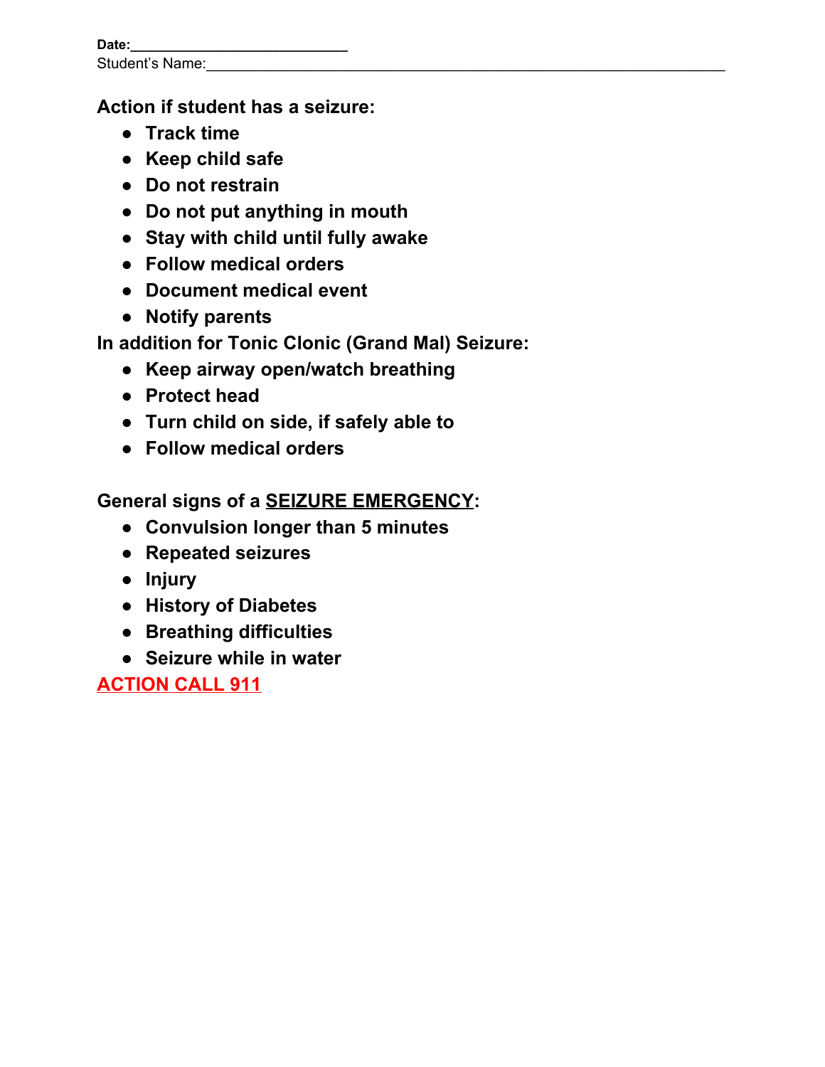**Date:**___________________________

Student's Name:_______________________________________________________________

**Action if student has a seizure:**

- **Track time**
- **Keep child safe**
- **Do not restrain**
- **Do not put anything in mouth**
- **Stay with child until fully awake**
- **Follow medical orders**
- **Document medical event**
- **Notify parents**

**In addition for Tonic Clonic (Grand Mal) Seizure:**

- **Keep airway open/watch breathing**
- **Protect head**
- **Turn child on side, if safely able to**
- **Follow medical orders**

**General signs of a <u>SEIZURE EMERGENCY</u>:**

- **Convulsion longer than 5 minutes**
- **Repeated seizures**
- **Injury**
- **History of Diabetes**
- **Breathing difficulties**
- **Seizure while in water**

**<u>ACTION CALL 911</u>**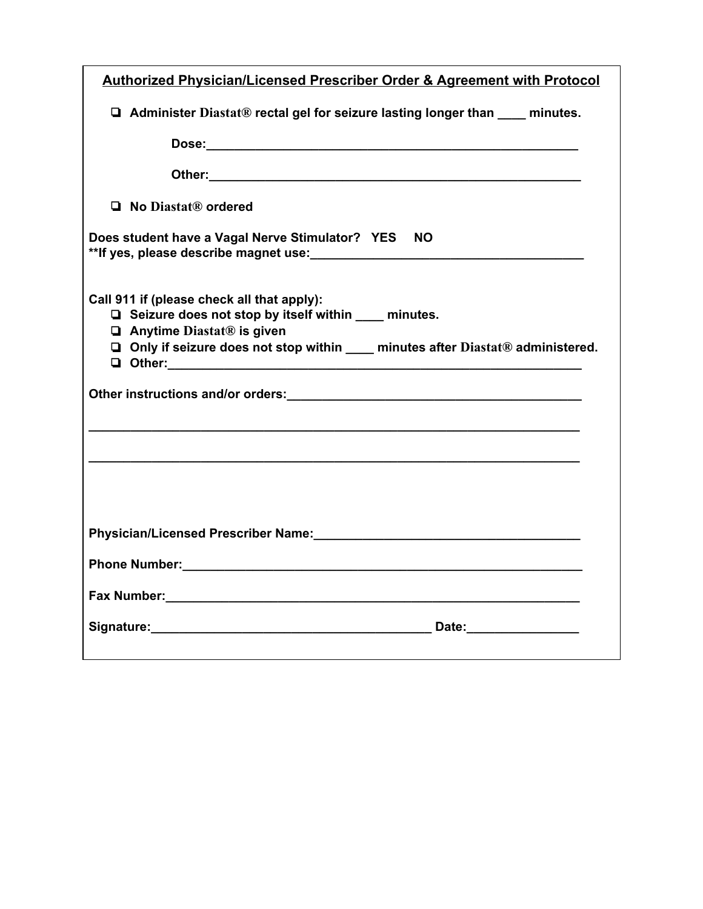## Authorized Physician/Licensed Prescriber Order & Agreement with Protocol

- ❑ **Administer Diastat® rectal gel for seizure lasting longer than ____ minutes.**

  **Dose:**_______________________________________________________

  **Other:**______________________________________________________

- ❑ **No Diastat® ordered**

**Does student have a Vagal Nerve Stimulator? YES NO**
**\*\*If yes, please describe magnet use:**_______________________________________

**Call 911 if (please check all that apply):**

- ❑ **Seizure does not stop by itself within ____ minutes.**
- ❑ **Anytime Diastat® is given**
- ❑ **Only if seizure does not stop within ____ minutes after Diastat® administered.**
- ❑ **Other:**______________________________________________________________

**Other instructions and/or orders:**___________________________________________

_________________________________________________________________________

_________________________________________________________________________

**Physician/Licensed Prescriber Name:**_____________________________________

**Phone Number:**___________________________________________________________

**Fax Number:**_____________________________________________________________

**Signature:**________________________________________ **Date:**________________